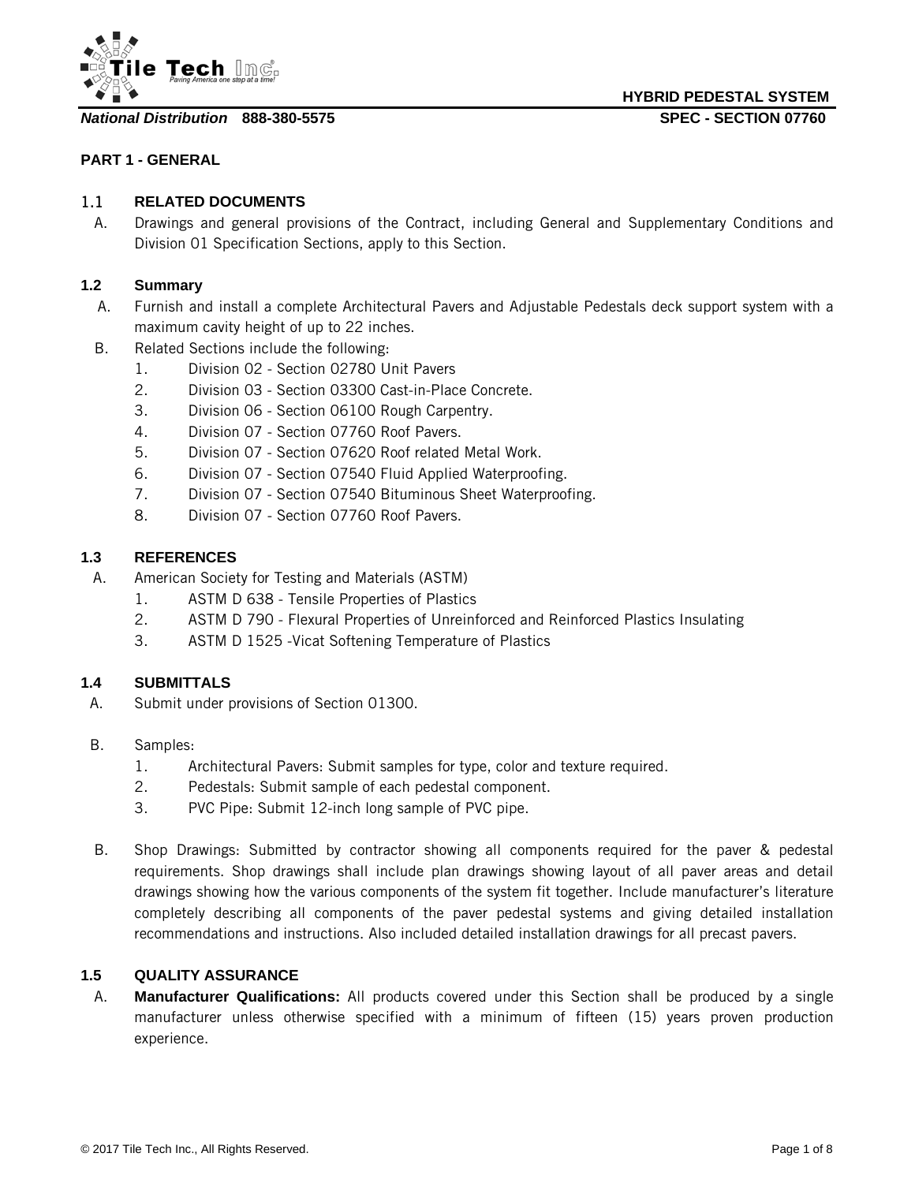HYBRID PEDESTAL SYSTEM

*National Distribution* **888-380-5575** **SPEC - SECTION 07760**

## PART 1 - GENERAL

### 1.1 RELATED DOCUMENTS

A. Drawings and general provisions of the Contract, including General and Supplementary Conditions and Division 01 Specification Sections, apply to this Section.

### 1.2 Summary

A. Furnish and install a complete Architectural Pavers and Adjustable Pedestals deck support system with a maximum cavity height of up to 22 inches.

B. Related Sections include the following:

1. Division 02 - Section 02780 Unit Pavers
2. Division 03 - Section 03300 Cast-in-Place Concrete.
3. Division 06 - Section 06100 Rough Carpentry.
4. Division 07 - Section 07760 Roof Pavers.
5. Division 07 - Section 07620 Roof related Metal Work.
6. Division 07 - Section 07540 Fluid Applied Waterproofing.
7. Division 07 - Section 07540 Bituminous Sheet Waterproofing.
8. Division 07 - Section 07760 Roof Pavers.

### 1.3 REFERENCES

A. American Society for Testing and Materials (ASTM)

1. ASTM D 638 - Tensile Properties of Plastics
2. ASTM D 790 - Flexural Properties of Unreinforced and Reinforced Plastics Insulating
3. ASTM D 1525 -Vicat Softening Temperature of Plastics

### 1.4 SUBMITTALS

A. Submit under provisions of Section 01300.

B. Samples:

1. Architectural Pavers: Submit samples for type, color and texture required.
2. Pedestals: Submit sample of each pedestal component.
3. PVC Pipe: Submit 12-inch long sample of PVC pipe.

B. Shop Drawings: Submitted by contractor showing all components required for the paver & pedestal requirements. Shop drawings shall include plan drawings showing layout of all paver areas and detail drawings showing how the various components of the system fit together. Include manufacturer's literature completely describing all components of the paver pedestal systems and giving detailed installation recommendations and instructions. Also included detailed installation drawings for all precast pavers.

### 1.5 QUALITY ASSURANCE

A. **Manufacturer Qualifications:** All products covered under this Section shall be produced by a single manufacturer unless otherwise specified with a minimum of fifteen (15) years proven production experience.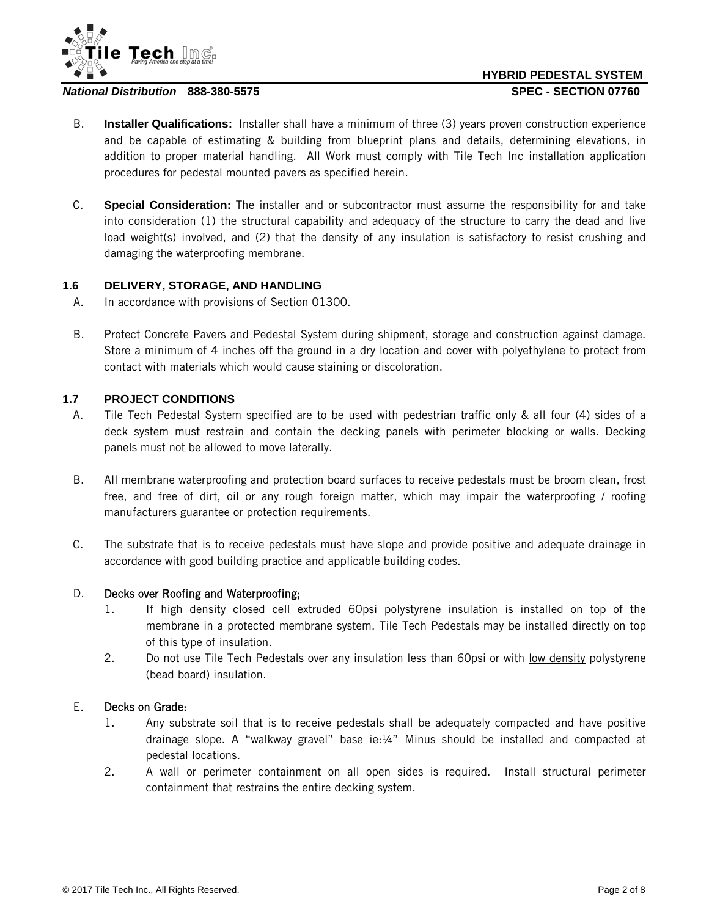B. **Installer Qualifications:** Installer shall have a minimum of three (3) years proven construction experience and be capable of estimating & building from blueprint plans and details, determining elevations, in addition to proper material handling. All Work must comply with Tile Tech Inc installation application procedures for pedestal mounted pavers as specified herein.

C. **Special Consideration:** The installer and or subcontractor must assume the responsibility for and take into consideration (1) the structural capability and adequacy of the structure to carry the dead and live load weight(s) involved, and (2) that the density of any insulation is satisfactory to resist crushing and damaging the waterproofing membrane.

### 1.6 DELIVERY, STORAGE, AND HANDLING

A. In accordance with provisions of Section 01300.

B. Protect Concrete Pavers and Pedestal System during shipment, storage and construction against damage. Store a minimum of 4 inches off the ground in a dry location and cover with polyethylene to protect from contact with materials which would cause staining or discoloration.

### 1.7 PROJECT CONDITIONS

A. Tile Tech Pedestal System specified are to be used with pedestrian traffic only & all four (4) sides of a deck system must restrain and contain the decking panels with perimeter blocking or walls. Decking panels must not be allowed to move laterally.

B. All membrane waterproofing and protection board surfaces to receive pedestals must be broom clean, frost free, and free of dirt, oil or any rough foreign matter, which may impair the waterproofing / roofing manufacturers guarantee or protection requirements.

C. The substrate that is to receive pedestals must have slope and provide positive and adequate drainage in accordance with good building practice and applicable building codes.

D. Decks over Roofing and Waterproofing;

1. If high density closed cell extruded 60psi polystyrene insulation is installed on top of the membrane in a protected membrane system, Tile Tech Pedestals may be installed directly on top of this type of insulation.
2. Do not use Tile Tech Pedestals over any insulation less than 60psi or with <u>low density</u> polystyrene (bead board) insulation.

E. Decks on Grade:

1. Any substrate soil that is to receive pedestals shall be adequately compacted and have positive drainage slope. A "walkway gravel" base ie:¼" Minus should be installed and compacted at pedestal locations.
2. A wall or perimeter containment on all open sides is required. Install structural perimeter containment that restrains the entire decking system.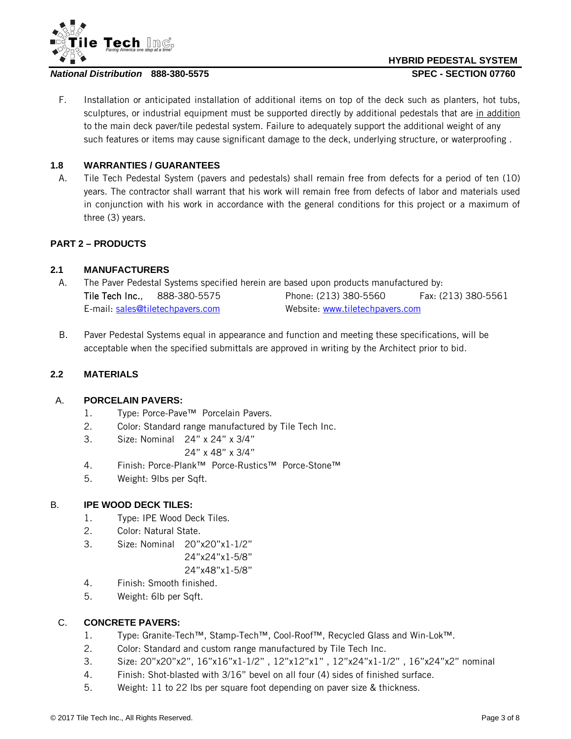F. Installation or anticipated installation of additional items on top of the deck such as planters, hot tubs, sculptures, or industrial equipment must be supported directly by additional pedestals that are <u>in addition</u> to the main deck paver/tile pedestal system. Failure to adequately support the additional weight of any such features or items may cause significant damage to the deck, underlying structure, or waterproofing .

### 1.8 WARRANTIES / GUARANTEES

A. Tile Tech Pedestal System (pavers and pedestals) shall remain free from defects for a period of ten (10) years. The contractor shall warrant that his work will remain free from defects of labor and materials used in conjunction with his work in accordance with the general conditions for this project or a maximum of three (3) years.

## PART 2 – PRODUCTS

### 2.1 MANUFACTURERS

A. The Paver Pedestal Systems specified herein are based upon products manufactured by:
Tile Tech Inc., 888-380-5575 Phone: (213) 380-5560 Fax: (213) 380-5561
E-mail: sales@tiletechpavers.com Website: www.tiletechpavers.com

B. Paver Pedestal Systems equal in appearance and function and meeting these specifications, will be acceptable when the specified submittals are approved in writing by the Architect prior to bid.

### 2.2 MATERIALS

A. **PORCELAIN PAVERS:**

1. Type: Porce-Pave™ Porcelain Pavers.
2. Color: Standard range manufactured by Tile Tech Inc.
3. Size: Nominal 24” x 24” x 3/4”
   24” x 48” x 3/4”
4. Finish: Porce-Plank™ Porce-Rustics™ Porce-Stone™
5. Weight: 9lbs per Sqft.

B. **IPE WOOD DECK TILES:**

1. Type: IPE Wood Deck Tiles.
2. Color: Natural State.
3. Size: Nominal 20”x20”x1-1/2”
   24”x24”x1-5/8”
   24”x48”x1-5/8”
4. Finish: Smooth finished.
5. Weight: 6lb per Sqft.

C. **CONCRETE PAVERS:**

1. Type: Granite-Tech™, Stamp-Tech™, Cool-Roof™, Recycled Glass and Win-Lok™.
2. Color: Standard and custom range manufactured by Tile Tech Inc.
3. Size: 20”x20”x2”, 16”x16”x1-1/2” , 12”x12”x1” , 12”x24”x1-1/2” , 16”x24”x2” nominal
4. Finish: Shot-blasted with 3/16” bevel on all four (4) sides of finished surface.
5. Weight: 11 to 22 lbs per square foot depending on paver size & thickness.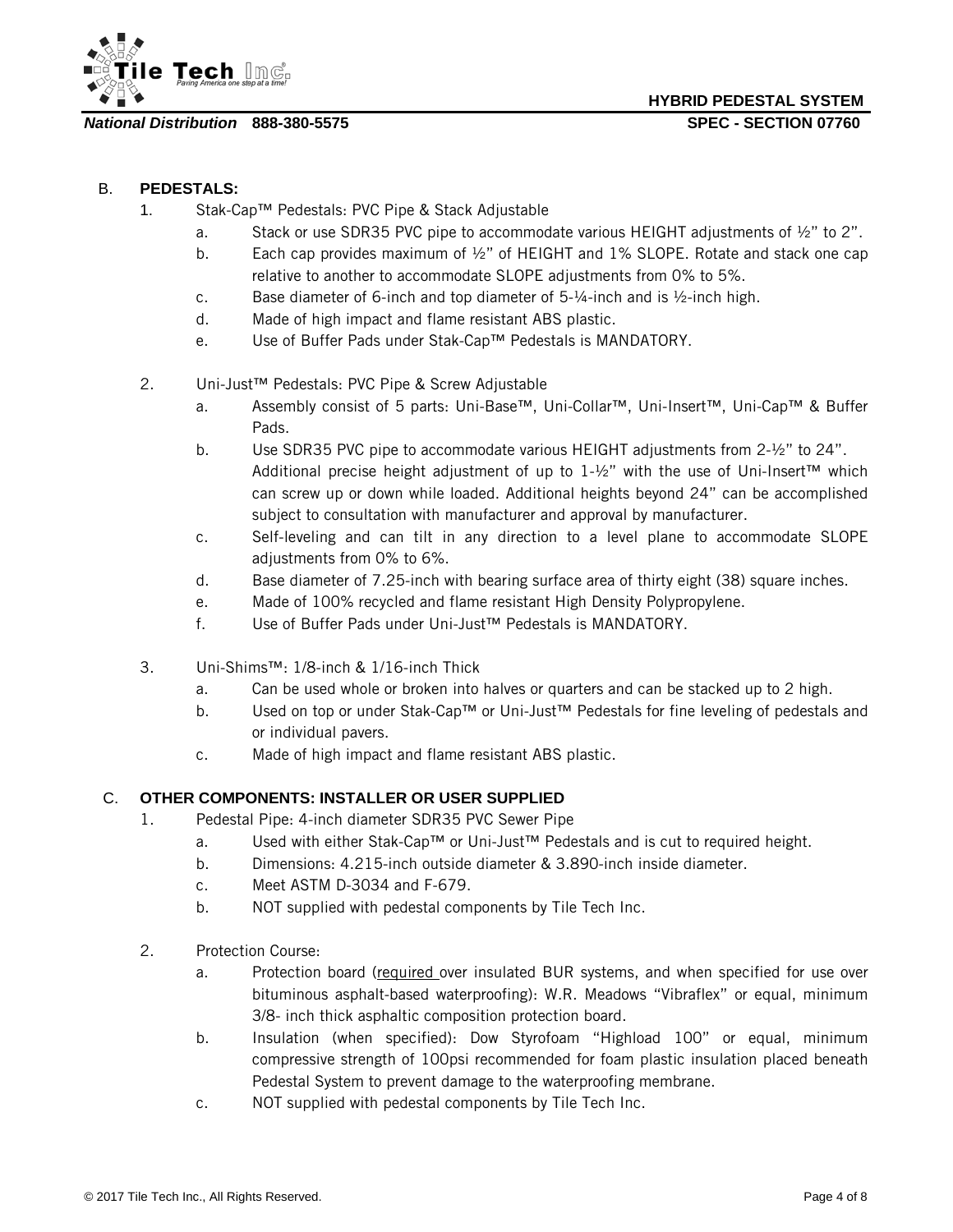B. **PEDESTALS:**

1. Stak-Cap™ Pedestals: PVC Pipe & Stack Adjustable
   a. Stack or use SDR35 PVC pipe to accommodate various HEIGHT adjustments of ½" to 2".
   b. Each cap provides maximum of ½" of HEIGHT and 1% SLOPE. Rotate and stack one cap relative to another to accommodate SLOPE adjustments from 0% to 5%.
   c. Base diameter of 6-inch and top diameter of 5-¼-inch and is ½-inch high.
   d. Made of high impact and flame resistant ABS plastic.
   e. Use of Buffer Pads under Stak-Cap™ Pedestals is MANDATORY.

2. Uni-Just™ Pedestals: PVC Pipe & Screw Adjustable
   a. Assembly consist of 5 parts: Uni-Base™, Uni-Collar™, Uni-Insert™, Uni-Cap™ & Buffer Pads.
   b. Use SDR35 PVC pipe to accommodate various HEIGHT adjustments from 2-½" to 24". Additional precise height adjustment of up to 1-½" with the use of Uni-Insert™ which can screw up or down while loaded. Additional heights beyond 24" can be accomplished subject to consultation with manufacturer and approval by manufacturer.
   c. Self-leveling and can tilt in any direction to a level plane to accommodate SLOPE adjustments from 0% to 6%.
   d. Base diameter of 7.25-inch with bearing surface area of thirty eight (38) square inches.
   e. Made of 100% recycled and flame resistant High Density Polypropylene.
   f. Use of Buffer Pads under Uni-Just™ Pedestals is MANDATORY.

3. Uni-Shims™: 1/8-inch & 1/16-inch Thick
   a. Can be used whole or broken into halves or quarters and can be stacked up to 2 high.
   b. Used on top or under Stak-Cap™ or Uni-Just™ Pedestals for fine leveling of pedestals and or individual pavers.
   c. Made of high impact and flame resistant ABS plastic.

C. **OTHER COMPONENTS: INSTALLER OR USER SUPPLIED**

1. Pedestal Pipe: 4-inch diameter SDR35 PVC Sewer Pipe
   a. Used with either Stak-Cap™ or Uni-Just™ Pedestals and is cut to required height.
   b. Dimensions: 4.215-inch outside diameter & 3.890-inch inside diameter.
   c. Meet ASTM D-3034 and F-679.
   b. NOT supplied with pedestal components by Tile Tech Inc.

2. Protection Course:
   a. Protection board (required over insulated BUR systems, and when specified for use over bituminous asphalt-based waterproofing): W.R. Meadows "Vibraflex" or equal, minimum 3/8- inch thick asphaltic composition protection board.
   b. Insulation (when specified): Dow Styrofoam "Highload 100" or equal, minimum compressive strength of 100psi recommended for foam plastic insulation placed beneath Pedestal System to prevent damage to the waterproofing membrane.
   c. NOT supplied with pedestal components by Tile Tech Inc.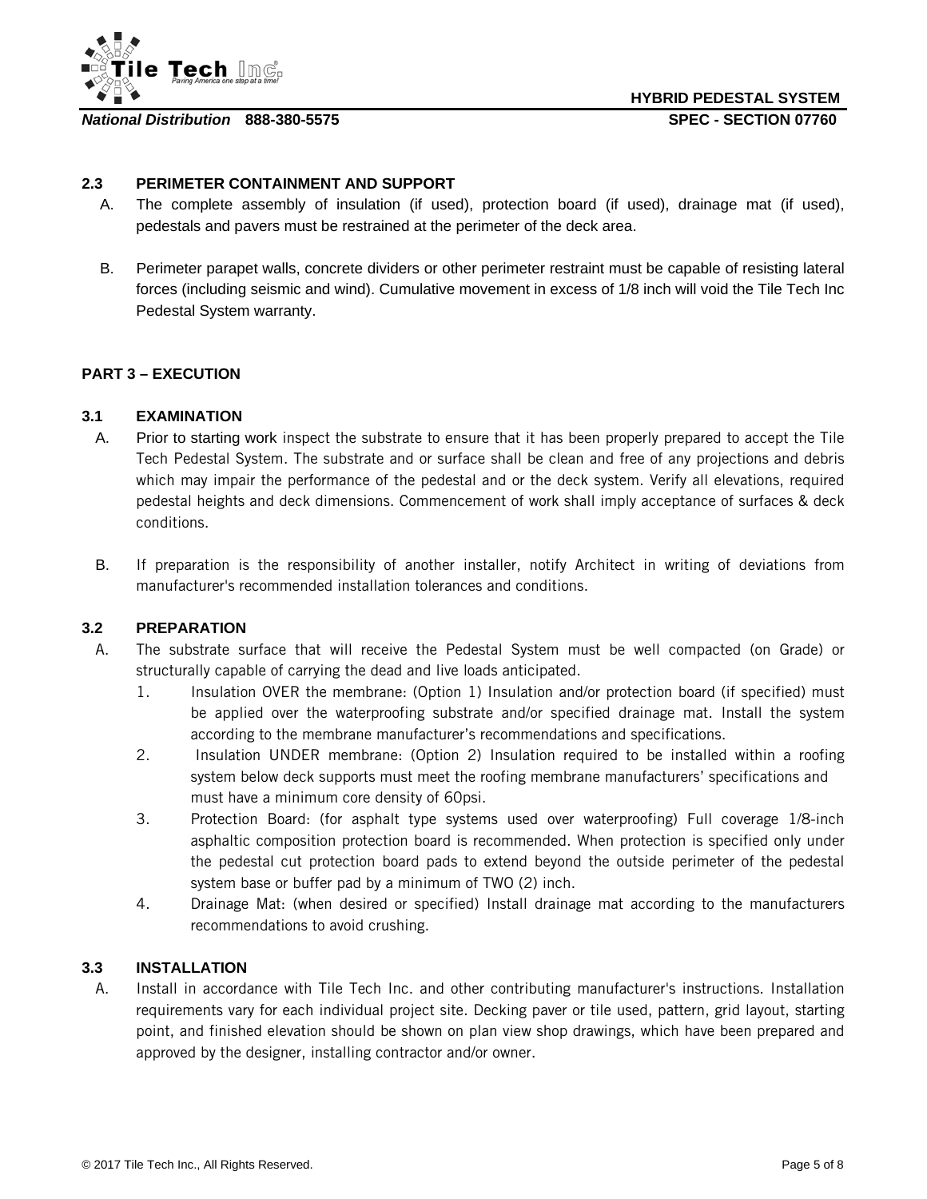### 2.3 PERIMETER CONTAINMENT AND SUPPORT

A. The complete assembly of insulation (if used), protection board (if used), drainage mat (if used), pedestals and pavers must be restrained at the perimeter of the deck area.

B. Perimeter parapet walls, concrete dividers or other perimeter restraint must be capable of resisting lateral forces (including seismic and wind). Cumulative movement in excess of 1/8 inch will void the Tile Tech Inc Pedestal System warranty.

## PART 3 – EXECUTION

### 3.1 EXAMINATION

A. Prior to starting work inspect the substrate to ensure that it has been properly prepared to accept the Tile Tech Pedestal System. The substrate and or surface shall be clean and free of any projections and debris which may impair the performance of the pedestal and or the deck system. Verify all elevations, required pedestal heights and deck dimensions. Commencement of work shall imply acceptance of surfaces & deck conditions.

B. If preparation is the responsibility of another installer, notify Architect in writing of deviations from manufacturer's recommended installation tolerances and conditions.

### 3.2 PREPARATION

A. The substrate surface that will receive the Pedestal System must be well compacted (on Grade) or structurally capable of carrying the dead and live loads anticipated.

1. Insulation OVER the membrane: (Option 1) Insulation and/or protection board (if specified) must be applied over the waterproofing substrate and/or specified drainage mat. Install the system according to the membrane manufacturer's recommendations and specifications.
2. Insulation UNDER membrane: (Option 2) Insulation required to be installed within a roofing system below deck supports must meet the roofing membrane manufacturers' specifications and must have a minimum core density of 60psi.
3. Protection Board: (for asphalt type systems used over waterproofing) Full coverage 1/8-inch asphaltic composition protection board is recommended. When protection is specified only under the pedestal cut protection board pads to extend beyond the outside perimeter of the pedestal system base or buffer pad by a minimum of TWO (2) inch.
4. Drainage Mat: (when desired or specified) Install drainage mat according to the manufacturers recommendations to avoid crushing.

### 3.3 INSTALLATION

A. Install in accordance with Tile Tech Inc. and other contributing manufacturer's instructions. Installation requirements vary for each individual project site. Decking paver or tile used, pattern, grid layout, starting point, and finished elevation should be shown on plan view shop drawings, which have been prepared and approved by the designer, installing contractor and/or owner.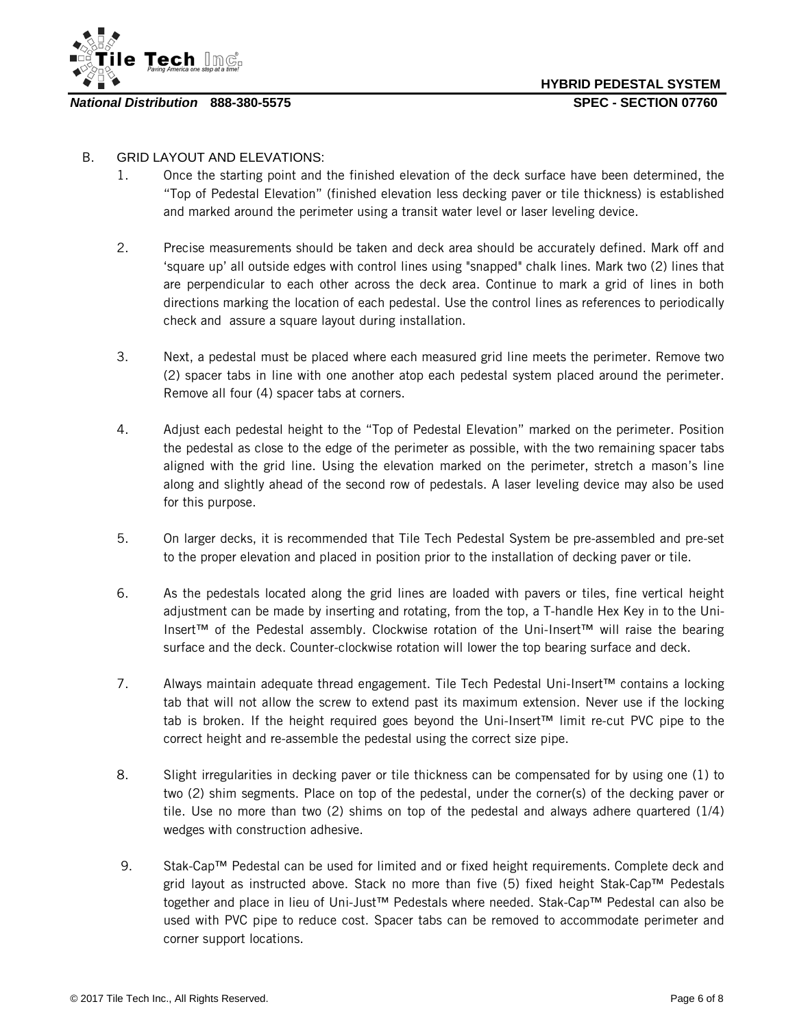B. GRID LAYOUT AND ELEVATIONS:

1. Once the starting point and the finished elevation of the deck surface have been determined, the "Top of Pedestal Elevation" (finished elevation less decking paver or tile thickness) is established and marked around the perimeter using a transit water level or laser leveling device.

2. Precise measurements should be taken and deck area should be accurately defined. Mark off and 'square up' all outside edges with control lines using "snapped" chalk lines. Mark two (2) lines that are perpendicular to each other across the deck area. Continue to mark a grid of lines in both directions marking the location of each pedestal. Use the control lines as references to periodically check and assure a square layout during installation.

3. Next, a pedestal must be placed where each measured grid line meets the perimeter. Remove two (2) spacer tabs in line with one another atop each pedestal system placed around the perimeter. Remove all four (4) spacer tabs at corners.

4. Adjust each pedestal height to the "Top of Pedestal Elevation" marked on the perimeter. Position the pedestal as close to the edge of the perimeter as possible, with the two remaining spacer tabs aligned with the grid line. Using the elevation marked on the perimeter, stretch a mason's line along and slightly ahead of the second row of pedestals. A laser leveling device may also be used for this purpose.

5. On larger decks, it is recommended that Tile Tech Pedestal System be pre-assembled and pre-set to the proper elevation and placed in position prior to the installation of decking paver or tile.

6. As the pedestals located along the grid lines are loaded with pavers or tiles, fine vertical height adjustment can be made by inserting and rotating, from the top, a T-handle Hex Key in to the Uni-Insert™ of the Pedestal assembly. Clockwise rotation of the Uni-Insert™ will raise the bearing surface and the deck. Counter-clockwise rotation will lower the top bearing surface and deck.

7. Always maintain adequate thread engagement. Tile Tech Pedestal Uni-Insert™ contains a locking tab that will not allow the screw to extend past its maximum extension. Never use if the locking tab is broken. If the height required goes beyond the Uni-Insert™ limit re-cut PVC pipe to the correct height and re-assemble the pedestal using the correct size pipe.

8. Slight irregularities in decking paver or tile thickness can be compensated for by using one (1) to two (2) shim segments. Place on top of the pedestal, under the corner(s) of the decking paver or tile. Use no more than two (2) shims on top of the pedestal and always adhere quartered (1/4) wedges with construction adhesive.

9. Stak-Cap™ Pedestal can be used for limited and or fixed height requirements. Complete deck and grid layout as instructed above. Stack no more than five (5) fixed height Stak-Cap™ Pedestals together and place in lieu of Uni-Just™ Pedestals where needed. Stak-Cap™ Pedestal can also be used with PVC pipe to reduce cost. Spacer tabs can be removed to accommodate perimeter and corner support locations.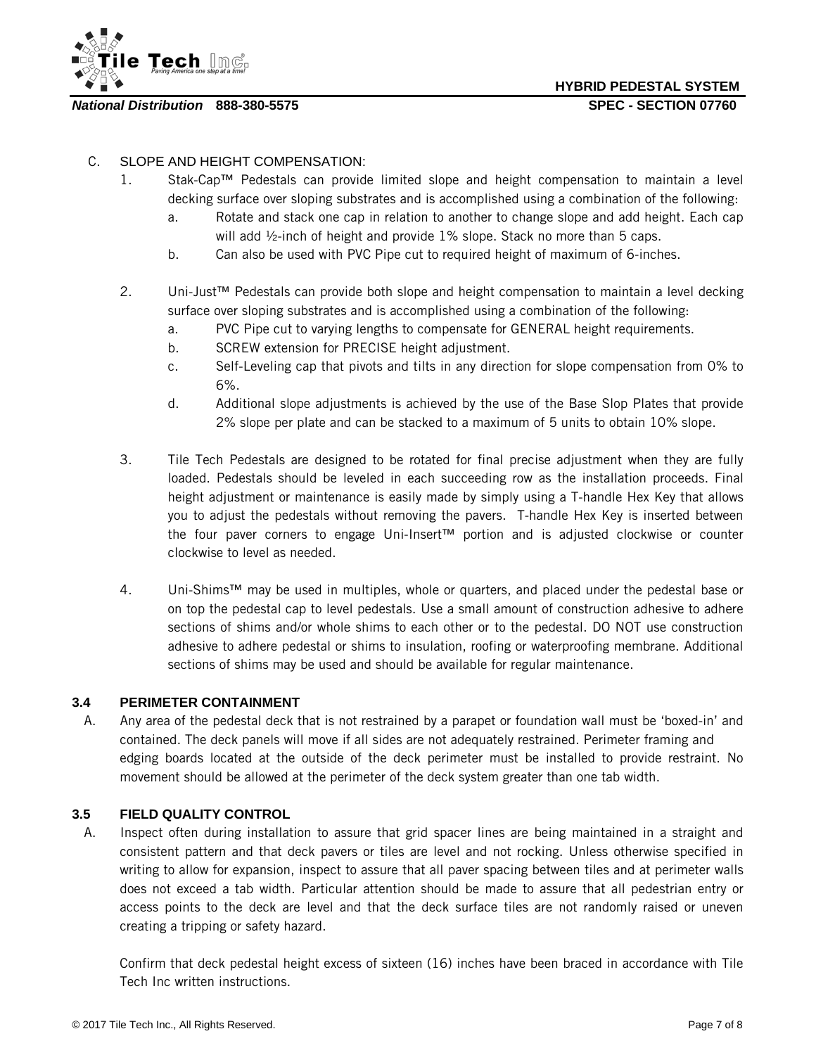C. SLOPE AND HEIGHT COMPENSATION:

1. Stak-Cap™ Pedestals can provide limited slope and height compensation to maintain a level decking surface over sloping substrates and is accomplished using a combination of the following:
   a. Rotate and stack one cap in relation to another to change slope and add height. Each cap will add ½-inch of height and provide 1% slope. Stack no more than 5 caps.
   b. Can also be used with PVC Pipe cut to required height of maximum of 6-inches.

2. Uni-Just™ Pedestals can provide both slope and height compensation to maintain a level decking surface over sloping substrates and is accomplished using a combination of the following:
   a. PVC Pipe cut to varying lengths to compensate for GENERAL height requirements.
   b. SCREW extension for PRECISE height adjustment.
   c. Self-Leveling cap that pivots and tilts in any direction for slope compensation from 0% to 6%.
   d. Additional slope adjustments is achieved by the use of the Base Slop Plates that provide 2% slope per plate and can be stacked to a maximum of 5 units to obtain 10% slope.

3. Tile Tech Pedestals are designed to be rotated for final precise adjustment when they are fully loaded. Pedestals should be leveled in each succeeding row as the installation proceeds. Final height adjustment or maintenance is easily made by simply using a T-handle Hex Key that allows you to adjust the pedestals without removing the pavers. T-handle Hex Key is inserted between the four paver corners to engage Uni-Insert™ portion and is adjusted clockwise or counter clockwise to level as needed.

4. Uni-Shims™ may be used in multiples, whole or quarters, and placed under the pedestal base or on top the pedestal cap to level pedestals. Use a small amount of construction adhesive to adhere sections of shims and/or whole shims to each other or to the pedestal. DO NOT use construction adhesive to adhere pedestal or shims to insulation, roofing or waterproofing membrane. Additional sections of shims may be used and should be available for regular maintenance.

### 3.4 PERIMETER CONTAINMENT

A. Any area of the pedestal deck that is not restrained by a parapet or foundation wall must be 'boxed-in' and contained. The deck panels will move if all sides are not adequately restrained. Perimeter framing and edging boards located at the outside of the deck perimeter must be installed to provide restraint. No movement should be allowed at the perimeter of the deck system greater than one tab width.

### 3.5 FIELD QUALITY CONTROL

A. Inspect often during installation to assure that grid spacer lines are being maintained in a straight and consistent pattern and that deck pavers or tiles are level and not rocking. Unless otherwise specified in writing to allow for expansion, inspect to assure that all paver spacing between tiles and at perimeter walls does not exceed a tab width. Particular attention should be made to assure that all pedestrian entry or access points to the deck are level and that the deck surface tiles are not randomly raised or uneven creating a tripping or safety hazard.

Confirm that deck pedestal height excess of sixteen (16) inches have been braced in accordance with Tile Tech Inc written instructions.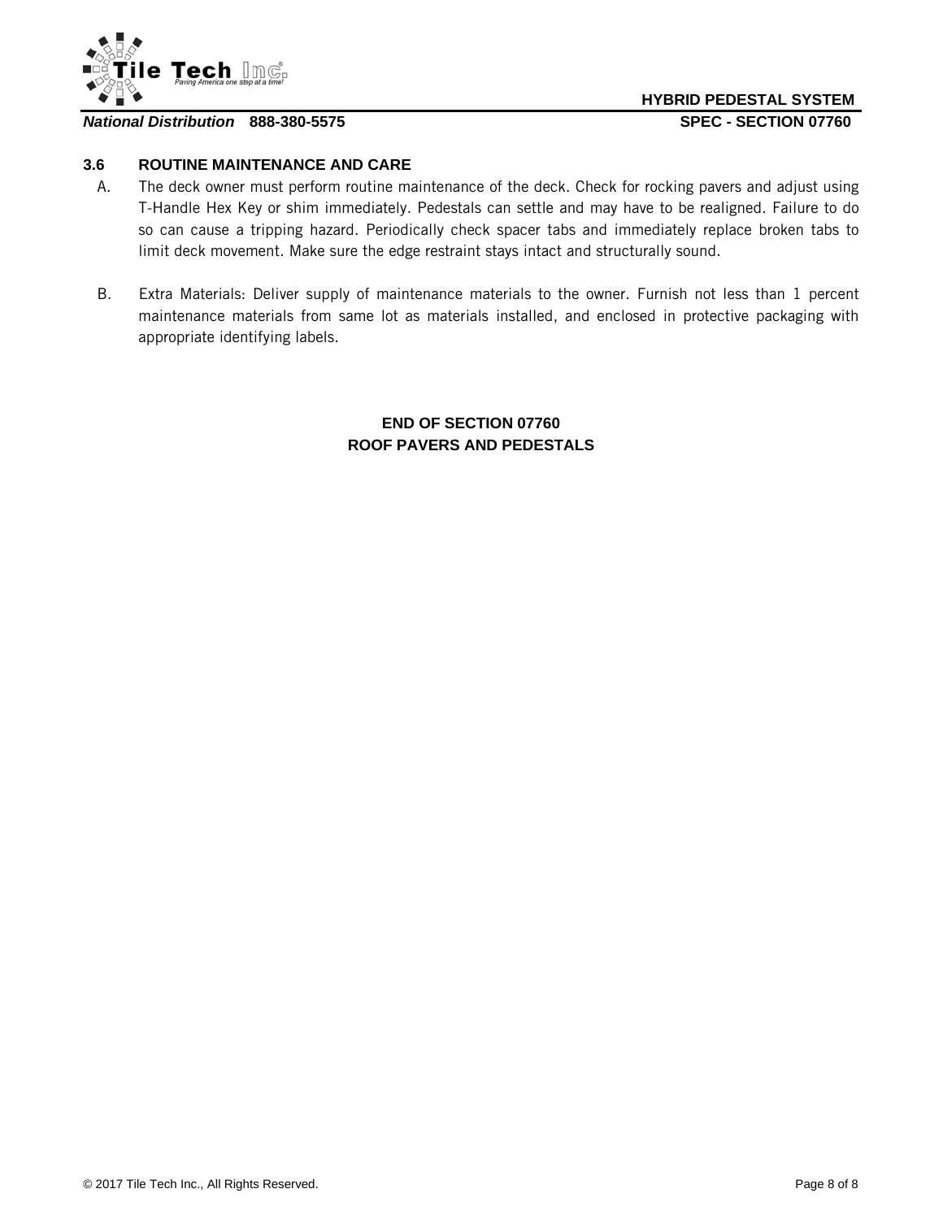### 3.6 ROUTINE MAINTENANCE AND CARE

A. The deck owner must perform routine maintenance of the deck. Check for rocking pavers and adjust using T-Handle Hex Key or shim immediately. Pedestals can settle and may have to be realigned. Failure to do so can cause a tripping hazard. Periodically check spacer tabs and immediately replace broken tabs to limit deck movement. Make sure the edge restraint stays intact and structurally sound.

B. Extra Materials: Deliver supply of maintenance materials to the owner. Furnish not less than 1 percent maintenance materials from same lot as materials installed, and enclosed in protective packaging with appropriate identifying labels.

**END OF SECTION 07760**
**ROOF PAVERS AND PEDESTALS**